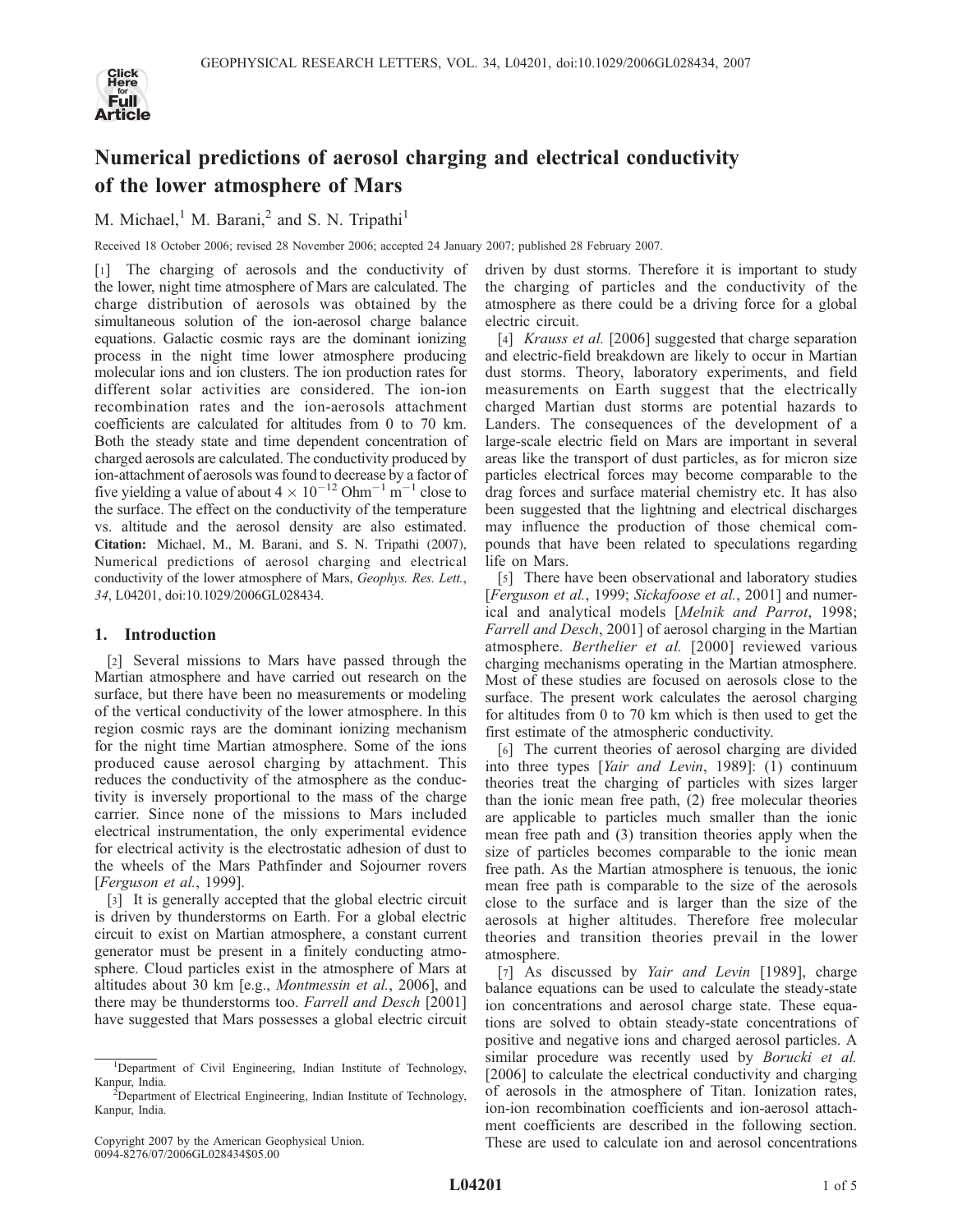# Numerical predictions of aerosol charging and electrical conductivity of the lower atmosphere of Mars

M. Michael,[1] M. Barani,[2] and S. N. Tripathi[1]

Received 18 October 2006; revised 28 November 2006; accepted 24 January 2007; published 28 February 2007.

[1] The charging of aerosols and the conductivity of the lower, night time atmosphere of Mars are calculated. The charge distribution of aerosols was obtained by the simultaneous solution of the ion-aerosol charge balance equations. Galactic cosmic rays are the dominant ionizing process in the night time lower atmosphere producing molecular ions and ion clusters. The ion production rates for different solar activities are considered. The ion-ion recombination rates and the ion-aerosols attachment coefficients are calculated for altitudes from 0 to 70 km. Both the steady state and time dependent concentration of charged aerosols are calculated. The conductivity produced by ion-attachment of aerosols was found to decrease by a factor of five yielding a value of about $4 \times 10^{-12}$ $\mathrm{Ohm^{-1}\ m^{-1}}$ close to the surface. The effect on the conductivity of the temperature vs. altitude and the aerosol density are also estimated. **Citation:** Michael, M., M. Barani, and S. N. Tripathi (2007), Numerical predictions of aerosol charging and electrical conductivity of the lower atmosphere of Mars, *Geophys. Res. Lett.*, *34*, L04201, doi:10.1029/2006GL028434.

## 1. Introduction

[2] Several missions to Mars have passed through the Martian atmosphere and have carried out research on the surface, but there have been no measurements or modeling of the vertical conductivity of the lower atmosphere. In this region cosmic rays are the dominant ionizing mechanism for the night time Martian atmosphere. Some of the ions produced cause aerosol charging by attachment. This reduces the conductivity of the atmosphere as the conductivity is inversely proportional to the mass of the charge carrier. Since none of the missions to Mars included electrical instrumentation, the only experimental evidence for electrical activity is the electrostatic adhesion of dust to the wheels of the Mars Pathfinder and Sojourner rovers [*Ferguson et al.*, 1999].

[3] It is generally accepted that the global electric circuit is driven by thunderstorms on Earth. For a global electric circuit to exist on Martian atmosphere, a constant current generator must be present in a finitely conducting atmosphere. Cloud particles exist in the atmosphere of Mars at altitudes about 30 km [e.g., *Montmessin et al.*, 2006], and there may be thunderstorms too. *Farrell and Desch* [2001] have suggested that Mars possesses a global electric circuit driven by dust storms. Therefore it is important to study the charging of particles and the conductivity of the atmosphere as there could be a driving force for a global electric circuit.

[4] *Krauss et al.* [2006] suggested that charge separation and electric-field breakdown are likely to occur in Martian dust storms. Theory, laboratory experiments, and field measurements on Earth suggest that the electrically charged Martian dust storms are potential hazards to Landers. The consequences of the development of a large-scale electric field on Mars are important in several areas like the transport of dust particles, as for micron size particles electrical forces may become comparable to the drag forces and surface material chemistry etc. It has also been suggested that the lightning and electrical discharges may influence the production of those chemical compounds that have been related to speculations regarding life on Mars.

[5] There have been observational and laboratory studies [*Ferguson et al.*, 1999; *Sickafoose et al.*, 2001] and numerical and analytical models [*Melnik and Parrot*, 1998; *Farrell and Desch*, 2001] of aerosol charging in the Martian atmosphere. *Berthelier et al.* [2000] reviewed various charging mechanisms operating in the Martian atmosphere. Most of these studies are focused on aerosols close to the surface. The present work calculates the aerosol charging for altitudes from 0 to 70 km which is then used to get the first estimate of the atmospheric conductivity.

[6] The current theories of aerosol charging are divided into three types [*Yair and Levin*, 1989]: (1) continuum theories treat the charging of particles with sizes larger than the ionic mean free path, (2) free molecular theories are applicable to particles much smaller than the ionic mean free path and (3) transition theories apply when the size of particles becomes comparable to the ionic mean free path. As the Martian atmosphere is tenuous, the ionic mean free path is comparable to the size of the aerosols close to the surface and is larger than the size of the aerosols at higher altitudes. Therefore free molecular theories and transition theories prevail in the lower atmosphere.

[7] As discussed by *Yair and Levin* [1989], charge balance equations can be used to calculate the steady-state ion concentrations and aerosol charge state. These equations are solved to obtain steady-state concentrations of positive and negative ions and charged aerosol particles. A similar procedure was recently used by *Borucki et al.* [2006] to calculate the electrical conductivity and charging of aerosols in the atmosphere of Titan. Ionization rates, ion-ion recombination coefficients and ion-aerosol attachment coefficients are described in the following section. These are used to calculate ion and aerosol concentrations

---

[1] Department of Civil Engineering, Indian Institute of Technology, Kanpur, India.

[2] Department of Electrical Engineering, Indian Institute of Technology, Kanpur, India.

Copyright 2007 by the American Geophysical Union.
0094-8276/07/2006GL028434$05.00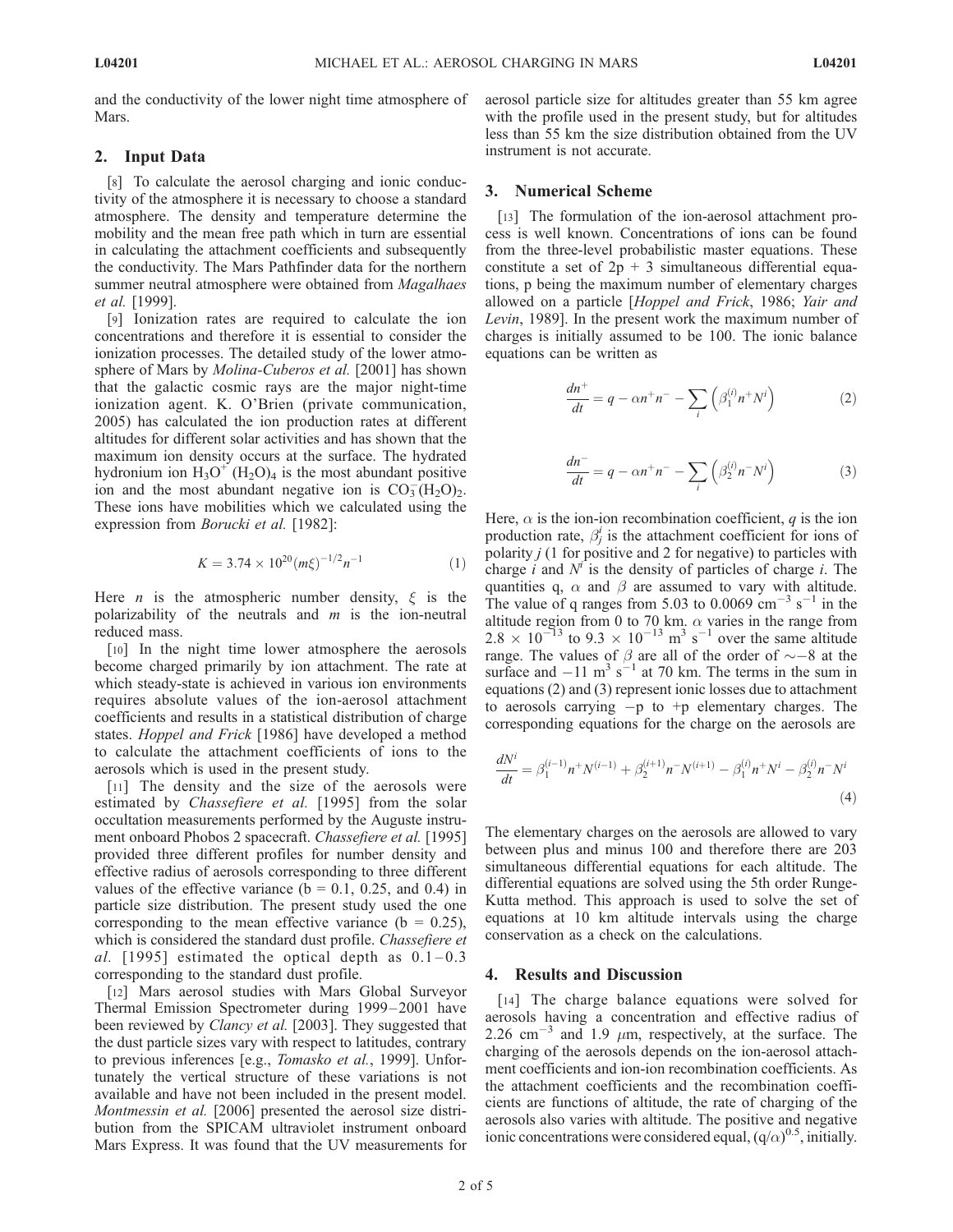and the conductivity of the lower night time atmosphere of Mars.

## 2. Input Data

[8] To calculate the aerosol charging and ionic conductivity of the atmosphere it is necessary to choose a standard atmosphere. The density and temperature determine the mobility and the mean free path which in turn are essential in calculating the attachment coefficients and subsequently the conductivity. The Mars Pathfinder data for the northern summer neutral atmosphere were obtained from *Magalhaes et al.* [1999].

[9] Ionization rates are required to calculate the ion concentrations and therefore it is essential to consider the ionization processes. The detailed study of the lower atmosphere of Mars by *Molina-Cuberos et al.* [2001] has shown that the galactic cosmic rays are the major night-time ionization agent. K. O'Brien (private communication, 2005) has calculated the ion production rates at different altitudes for different solar activities and has shown that the maximum ion density occurs at the surface. The hydrated hydronium ion $H_3O^+(H_2O)_4$ is the most abundant positive ion and the most abundant negative ion is $CO_3^-(H_2O)_2$. These ions have mobilities which we calculated using the expression from *Borucki et al.* [1982]:

$$K = 3.74 \times 10^{20} (m\xi)^{-1/2} n^{-1} \tag{1}$$

Here $n$ is the atmospheric number density, $\xi$ is the polarizability of the neutrals and $m$ is the ion-neutral reduced mass.

[10] In the night time lower atmosphere the aerosols become charged primarily by ion attachment. The rate at which steady-state is achieved in various ion environments requires absolute values of the ion-aerosol attachment coefficients and results in a statistical distribution of charge states. *Hoppel and Frick* [1986] have developed a method to calculate the attachment coefficients of ions to the aerosols which is used in the present study.

[11] The density and the size of the aerosols were estimated by *Chassefiere et al.* [1995] from the solar occultation measurements performed by the Auguste instrument onboard Phobos 2 spacecraft. *Chassefiere et al.* [1995] provided three different profiles for number density and effective radius of aerosols corresponding to three different values of the effective variance (b = 0.1, 0.25, and 0.4) in particle size distribution. The present study used the one corresponding to the mean effective variance (b = 0.25), which is considered the standard dust profile. *Chassefiere et al.* [1995] estimated the optical depth as 0.1–0.3 corresponding to the standard dust profile.

[12] Mars aerosol studies with Mars Global Surveyor Thermal Emission Spectrometer during 1999–2001 have been reviewed by *Clancy et al.* [2003]. They suggested that the dust particle sizes vary with respect to latitudes, contrary to previous inferences [e.g., *Tomasko et al.*, 1999]. Unfortunately the vertical structure of these variations is not available and have not been included in the present model. *Montmessin et al.* [2006] presented the aerosol size distribution from the SPICAM ultraviolet instrument onboard Mars Express. It was found that the UV measurements for aerosol particle size for altitudes greater than 55 km agree with the profile used in the present study, but for altitudes less than 55 km the size distribution obtained from the UV instrument is not accurate.

## 3. Numerical Scheme

[13] The formulation of the ion-aerosol attachment process is well known. Concentrations of ions can be found from the three-level probabilistic master equations. These constitute a set of 2p + 3 simultaneous differential equations, p being the maximum number of elementary charges allowed on a particle [*Hoppel and Frick*, 1986; *Yair and Levin*, 1989]. In the present work the maximum number of charges is initially assumed to be 100. The ionic balance equations can be written as

$$\frac{dn^+}{dt} = q - \alpha n^+ n^- - \sum_i \left(\beta_1^{(i)} n^+ N^i\right) \tag{2}$$

$$\frac{dn^-}{dt} = q - \alpha n^+ n^- - \sum_i \left(\beta_2^{(i)} n^- N^i\right) \tag{3}$$

Here, $\alpha$ is the ion-ion recombination coefficient, $q$ is the ion production rate, $\beta_j^i$ is the attachment coefficient for ions of polarity $j$ (1 for positive and 2 for negative) to particles with charge $i$ and $N^i$ is the density of particles of charge $i$. The quantities q, $\alpha$ and $\beta$ are assumed to vary with altitude. The value of q ranges from 5.03 to 0.0069 $cm^{-3}$ $s^{-1}$ in the altitude region from 0 to 70 km. $\alpha$ varies in the range from $2.8 \times 10^{-13}$ to $9.3 \times 10^{-13}$ $m^3$ $s^{-1}$ over the same altitude range. The values of $\beta$ are all of the order of $\sim -8$ at the surface and $-11$ $m^3$ $s^{-1}$ at 70 km. The terms in the sum in equations (2) and (3) represent ionic losses due to attachment to aerosols carrying $-$p to +p elementary charges. The corresponding equations for the charge on the aerosols are

$$\frac{dN^i}{dt} = \beta_1^{(i-1)} n^+ N^{(i-1)} + \beta_2^{(i+1)} n^- N^{(i+1)} - \beta_1^{(i)} n^+ N^i - \beta_2^{(i)} n^- N^i \tag{4}$$

The elementary charges on the aerosols are allowed to vary between plus and minus 100 and therefore there are 203 simultaneous differential equations for each altitude. The differential equations are solved using the 5th order Runge-Kutta method. This approach is used to solve the set of equations at 10 km altitude intervals using the charge conservation as a check on the calculations.

## 4. Results and Discussion

[14] The charge balance equations were solved for aerosols having a concentration and effective radius of 2.26 $cm^{-3}$ and 1.9 $\mu$m, respectively, at the surface. The charging of the aerosols depends on the ion-aerosol attachment coefficients and ion-ion recombination coefficients. As the attachment coefficients and the recombination coefficients are functions of altitude, the rate of charging of the aerosols also varies with altitude. The positive and negative ionic concentrations were considered equal, $(q/\alpha)^{0.5}$, initially.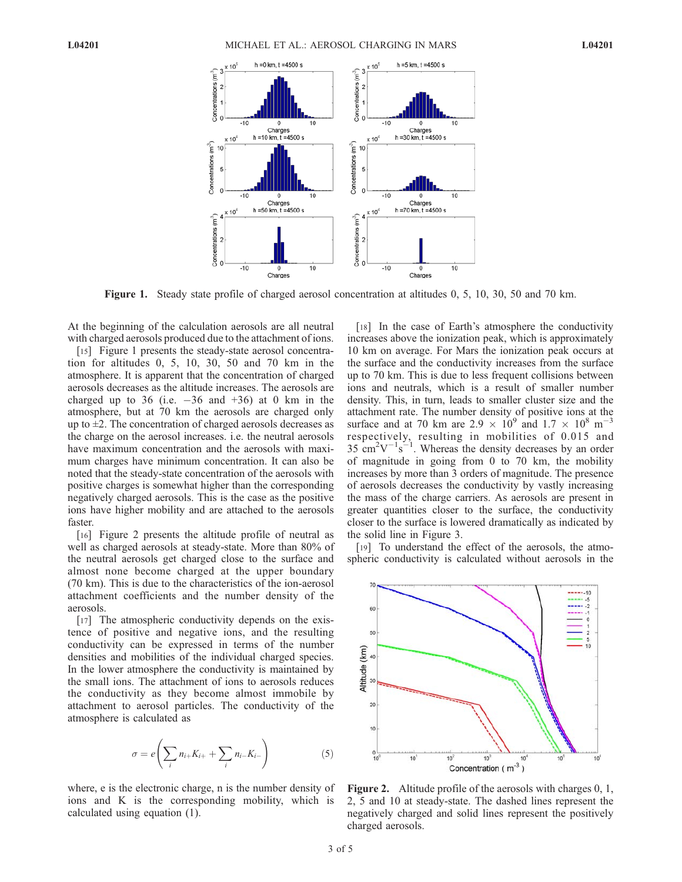Figure 1. Steady state profile of charged aerosol concentration at altitudes 0, 5, 10, 30, 50 and 70 km.

At the beginning of the calculation aerosols are all neutral with charged aerosols produced due to the attachment of ions.

[15] Figure 1 presents the steady-state aerosol concentration for altitudes 0, 5, 10, 30, 50 and 70 km in the atmosphere. It is apparent that the concentration of charged aerosols decreases as the altitude increases. The aerosols are charged up to 36 (i.e. −36 and +36) at 0 km in the atmosphere, but at 70 km the aerosols are charged only up to ±2. The concentration of charged aerosols decreases as the charge on the aerosol increases. i.e. the neutral aerosols have maximum concentration and the aerosols with maximum charges have minimum concentration. It can also be noted that the steady-state concentration of the aerosols with positive charges is somewhat higher than the corresponding negatively charged aerosols. This is the case as the positive ions have higher mobility and are attached to the aerosols faster.

[16] Figure 2 presents the altitude profile of neutral as well as charged aerosols at steady-state. More than 80% of the neutral aerosols get charged close to the surface and almost none become charged at the upper boundary (70 km). This is due to the characteristics of the ion-aerosol attachment coefficients and the number density of the aerosols.

[17] The atmospheric conductivity depends on the existence of positive and negative ions, and the resulting conductivity can be expressed in terms of the number densities and mobilities of the individual charged species. In the lower atmosphere the conductivity is maintained by the small ions. The attachment of ions to aerosols reduces the conductivity as they become almost immobile by attachment to aerosol particles. The conductivity of the atmosphere is calculated as

$$\sigma = e\left(\sum_i n_{i+}K_{i+} + \sum_i n_{i-}K_{i-}\right) \qquad (5)$$

where, e is the electronic charge, n is the number density of ions and K is the corresponding mobility, which is calculated using equation (1).

[18] In the case of Earth's atmosphere the conductivity increases above the ionization peak, which is approximately 10 km on average. For Mars the ionization peak occurs at the surface and the conductivity increases from the surface up to 70 km. This is due to less frequent collisions between ions and neutrals, which is a result of smaller number density. This, in turn, leads to smaller cluster size and the attachment rate. The number density of positive ions at the surface and at 70 km are $2.9 \times 10^9$ and $1.7 \times 10^8$ m$^{-3}$ respectively, resulting in mobilities of 0.015 and 35 cm$^2$V$^{-1}$s$^{-1}$. Whereas the density decreases by an order of magnitude in going from 0 to 70 km, the mobility increases by more than 3 orders of magnitude. The presence of aerosols decreases the conductivity by vastly increasing the mass of the charge carriers. As aerosols are present in greater quantities closer to the surface, the conductivity closer to the surface is lowered dramatically as indicated by the solid line in Figure 3.

[19] To understand the effect of the aerosols, the atmospheric conductivity is calculated without aerosols in the

Figure 2. Altitude profile of the aerosols with charges 0, 1, 2, 5 and 10 at steady-state. The dashed lines represent the negatively charged and solid lines represent the positively charged aerosols.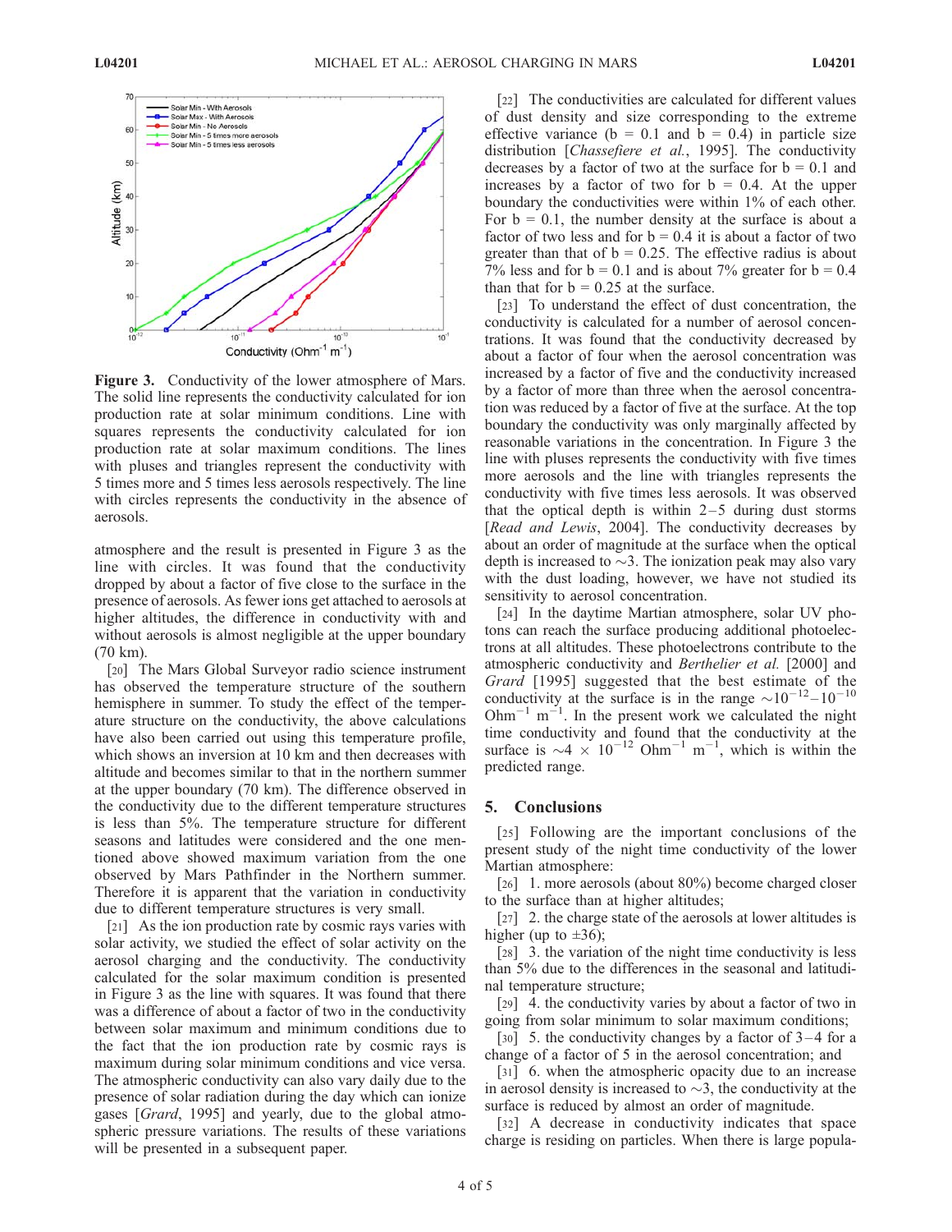**Figure 3.** Conductivity of the lower atmosphere of Mars. The solid line represents the conductivity calculated for ion production rate at solar minimum conditions. Line with squares represents the conductivity calculated for ion production rate at solar maximum conditions. The lines with pluses and triangles represent the conductivity with 5 times more and 5 times less aerosols respectively. The line with circles represents the conductivity in the absence of aerosols.

atmosphere and the result is presented in Figure 3 as the line with circles. It was found that the conductivity dropped by about a factor of five close to the surface in the presence of aerosols. As fewer ions get attached to aerosols at higher altitudes, the difference in conductivity with and without aerosols is almost negligible at the upper boundary (70 km).

[20] The Mars Global Surveyor radio science instrument has observed the temperature structure of the southern hemisphere in summer. To study the effect of the temperature structure on the conductivity, the above calculations have also been carried out using this temperature profile, which shows an inversion at 10 km and then decreases with altitude and becomes similar to that in the northern summer at the upper boundary (70 km). The difference observed in the conductivity due to the different temperature structures is less than 5%. The temperature structure for different seasons and latitudes were considered and the one mentioned above showed maximum variation from the one observed by Mars Pathfinder in the Northern summer. Therefore it is apparent that the variation in conductivity due to different temperature structures is very small.

[21] As the ion production rate by cosmic rays varies with solar activity, we studied the effect of solar activity on the aerosol charging and the conductivity. The conductivity calculated for the solar maximum condition is presented in Figure 3 as the line with squares. It was found that there was a difference of about a factor of two in the conductivity between solar maximum and minimum conditions due to the fact that the ion production rate by cosmic rays is maximum during solar minimum conditions and vice versa. The atmospheric conductivity can also vary daily due to the presence of solar radiation during the day which can ionize gases [*Grard*, 1995] and yearly, due to the global atmospheric pressure variations. The results of these variations will be presented in a subsequent paper.

[22] The conductivities are calculated for different values of dust density and size corresponding to the extreme effective variance ($b = 0.1$ and $b = 0.4$) in particle size distribution [*Chassefiere et al.*, 1995]. The conductivity decreases by a factor of two at the surface for $b = 0.1$ and increases by a factor of two for $b = 0.4$. At the upper boundary the conductivities were within 1% of each other. For $b = 0.1$, the number density at the surface is about a factor of two less and for $b = 0.4$ it is about a factor of two greater than that of $b = 0.25$. The effective radius is about 7% less and for $b = 0.1$ and is about 7% greater for $b = 0.4$ than that for $b = 0.25$ at the surface.

[23] To understand the effect of dust concentration, the conductivity is calculated for a number of aerosol concentrations. It was found that the conductivity decreased by about a factor of four when the aerosol concentration was increased by a factor of five and the conductivity increased by a factor of more than three when the aerosol concentration was reduced by a factor of five at the surface. At the top boundary the conductivity was only marginally affected by reasonable variations in the concentration. In Figure 3 the line with pluses represents the conductivity with five times more aerosols and the line with triangles represents the conductivity with five times less aerosols. It was observed that the optical depth is within 2–5 during dust storms [*Read and Lewis*, 2004]. The conductivity decreases by about an order of magnitude at the surface when the optical depth is increased to $\sim$3. The ionization peak may also vary with the dust loading, however, we have not studied its sensitivity to aerosol concentration.

[24] In the daytime Martian atmosphere, solar UV photons can reach the surface producing additional photoelectrons at all altitudes. These photoelectrons contribute to the atmospheric conductivity and *Berthelier et al.* [2000] and *Grard* [1995] suggested that the best estimate of the conductivity at the surface is in the range $\sim 10^{-12}$–$10^{-10}$ $\text{Ohm}^{-1}$ $\text{m}^{-1}$. In the present work we calculated the night time conductivity and found that the conductivity at the surface is $\sim 4 \times 10^{-12}$ $\text{Ohm}^{-1}$ $\text{m}^{-1}$, which is within the predicted range.

## 5. Conclusions

[25] Following are the important conclusions of the present study of the night time conductivity of the lower Martian atmosphere:

[26] 1. more aerosols (about 80%) become charged closer to the surface than at higher altitudes;

[27] 2. the charge state of the aerosols at lower altitudes is higher (up to $\pm 36$);

[28] 3. the variation of the night time conductivity is less than 5% due to the differences in the seasonal and latitudinal temperature structure;

[29] 4. the conductivity varies by about a factor of two in going from solar minimum to solar maximum conditions;

[30] 5. the conductivity changes by a factor of 3–4 for a change of a factor of 5 in the aerosol concentration; and

[31] 6. when the atmospheric opacity due to an increase in aerosol density is increased to $\sim$3, the conductivity at the surface is reduced by almost an order of magnitude.

[32] A decrease in conductivity indicates that space charge is residing on particles. When there is large popula-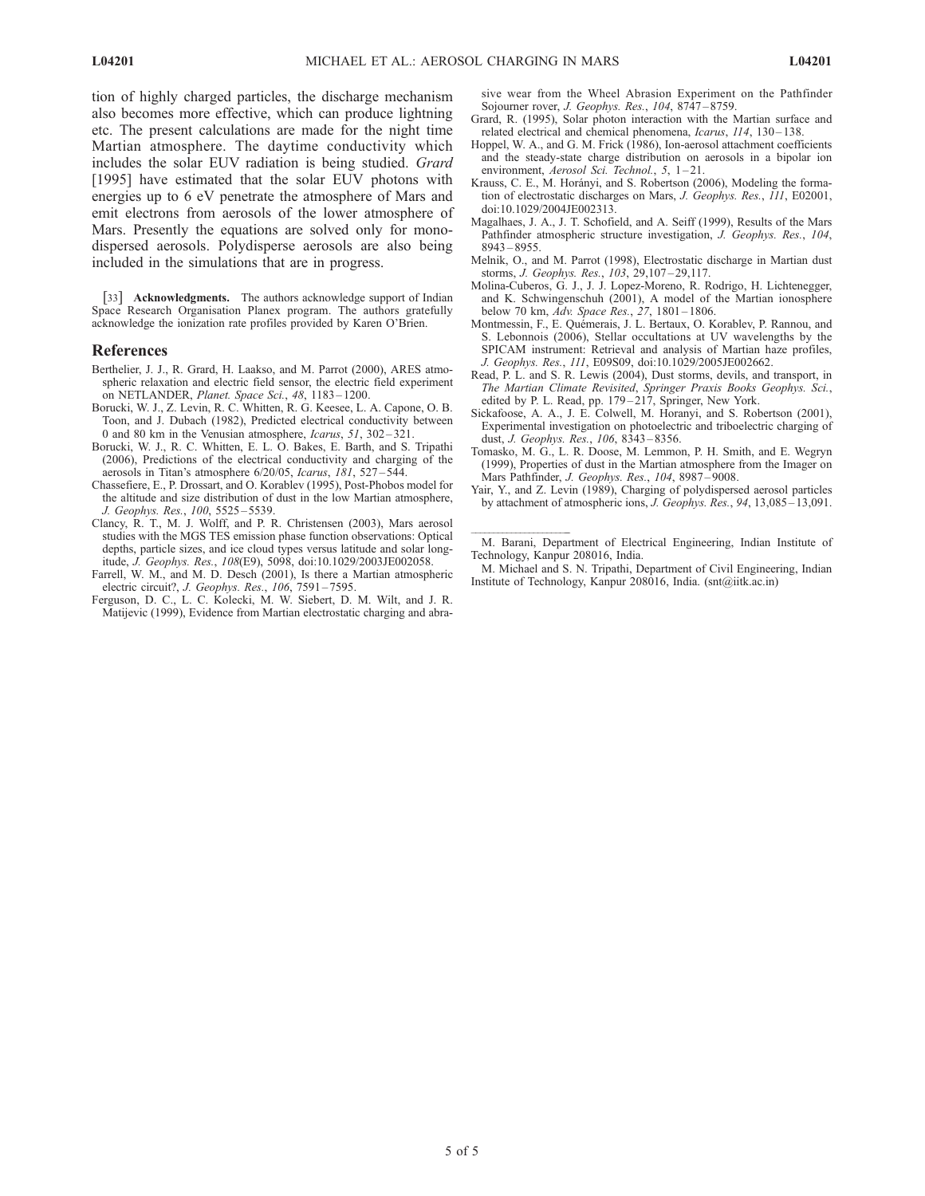tion of highly charged particles, the discharge mechanism also becomes more effective, which can produce lightning etc. The present calculations are made for the night time Martian atmosphere. The daytime conductivity which includes the solar EUV radiation is being studied. *Grard* [1995] have estimated that the solar EUV photons with energies up to 6 eV penetrate the atmosphere of Mars and emit electrons from aerosols of the lower atmosphere of Mars. Presently the equations are solved only for monodispersed aerosols. Polydisperse aerosols are also being included in the simulations that are in progress.

[33] **Acknowledgments.** The authors acknowledge support of Indian Space Research Organisation Planex program. The authors gratefully acknowledge the ionization rate profiles provided by Karen O'Brien.

## References

Berthelier, J. J., R. Grard, H. Laakso, and M. Parrot (2000), ARES atmospheric relaxation and electric field sensor, the electric field experiment on NETLANDER, *Planet. Space Sci.*, *48*, 1183–1200.

Borucki, W. J., Z. Levin, R. C. Whitten, R. G. Keesee, L. A. Capone, O. B. Toon, and J. Dubach (1982), Predicted electrical conductivity between 0 and 80 km in the Venusian atmosphere, *Icarus*, *51*, 302–321.

Borucki, W. J., R. C. Whitten, E. L. O. Bakes, E. Barth, and S. Tripathi (2006), Predictions of the electrical conductivity and charging of the aerosols in Titan's atmosphere 6/20/05, *Icarus*, *181*, 527–544.

Chassefiere, E., P. Drossart, and O. Korablev (1995), Post-Phobos model for the altitude and size distribution of dust in the low Martian atmosphere, *J. Geophys. Res.*, *100*, 5525–5539.

Clancy, R. T., M. J. Wolff, and P. R. Christensen (2003), Mars aerosol studies with the MGS TES emission phase function observations: Optical depths, particle sizes, and ice cloud types versus latitude and solar longitude, *J. Geophys. Res.*, *108*(E9), 5098, doi:10.1029/2003JE002058.

Farrell, W. M., and M. D. Desch (2001), Is there a Martian atmospheric electric circuit?, *J. Geophys. Res.*, *106*, 7591–7595.

Ferguson, D. C., L. C. Kolecki, M. W. Siebert, D. M. Wilt, and J. R. Matijevic (1999), Evidence from Martian electrostatic charging and abrasive wear from the Wheel Abrasion Experiment on the Pathfinder Sojourner rover, *J. Geophys. Res.*, *104*, 8747–8759.

Grard, R. (1995), Solar photon interaction with the Martian surface and related electrical and chemical phenomena, *Icarus*, *114*, 130–138.

Hoppel, W. A., and G. M. Frick (1986), Ion-aerosol attachment coefficients and the steady-state charge distribution on aerosols in a bipolar ion environment, *Aerosol Sci. Technol.*, *5*, 1–21.

Krauss, C. E., M. Horányi, and S. Robertson (2006), Modeling the formation of electrostatic discharges on Mars, *J. Geophys. Res.*, *111*, E02001, doi:10.1029/2004JE002313.

Magalhaes, J. A., J. T. Schofield, and A. Seiff (1999), Results of the Mars Pathfinder atmospheric structure investigation, *J. Geophys. Res.*, *104*, 8943–8955.

Melnik, O., and M. Parrot (1998), Electrostatic discharge in Martian dust storms, *J. Geophys. Res.*, *103*, 29,107–29,117.

Molina-Cuberos, G. J., J. J. Lopez-Moreno, R. Rodrigo, H. Lichtenegger, and K. Schwingenschuh (2001), A model of the Martian ionosphere below 70 km, *Adv. Space Res.*, *27*, 1801–1806.

Montmessin, F., E. Quémerais, J. L. Bertaux, O. Korablev, P. Rannou, and S. Lebonnois (2006), Stellar occultations at UV wavelengths by the SPICAM instrument: Retrieval and analysis of Martian haze profiles, *J. Geophys. Res.*, *111*, E09S09, doi:10.1029/2005JE002662.

Read, P. L. and S. R. Lewis (2004), Dust storms, devils, and transport, in *The Martian Climate Revisited*, *Springer Praxis Books Geophys. Sci.*, edited by P. L. Read, pp. 179–217, Springer, New York.

Sickafoose, A. A., J. E. Colwell, M. Horanyi, and S. Robertson (2001), Experimental investigation on photoelectric and triboelectric charging of dust, *J. Geophys. Res.*, *106*, 8343–8356.

Tomasko, M. G., L. R. Doose, M. Lemmon, P. H. Smith, and E. Wegryn (1999), Properties of dust in the Martian atmosphere from the Imager on Mars Pathfinder, *J. Geophys. Res.*, *104*, 8987–9008.

Yair, Y., and Z. Levin (1989), Charging of polydispersed aerosol particles by attachment of atmospheric ions, *J. Geophys. Res.*, *94*, 13,085–13,091.

---

M. Barani, Department of Electrical Engineering, Indian Institute of Technology, Kanpur 208016, India.

M. Michael and S. N. Tripathi, Department of Civil Engineering, Indian Institute of Technology, Kanpur 208016, India. (snt@iitk.ac.in)